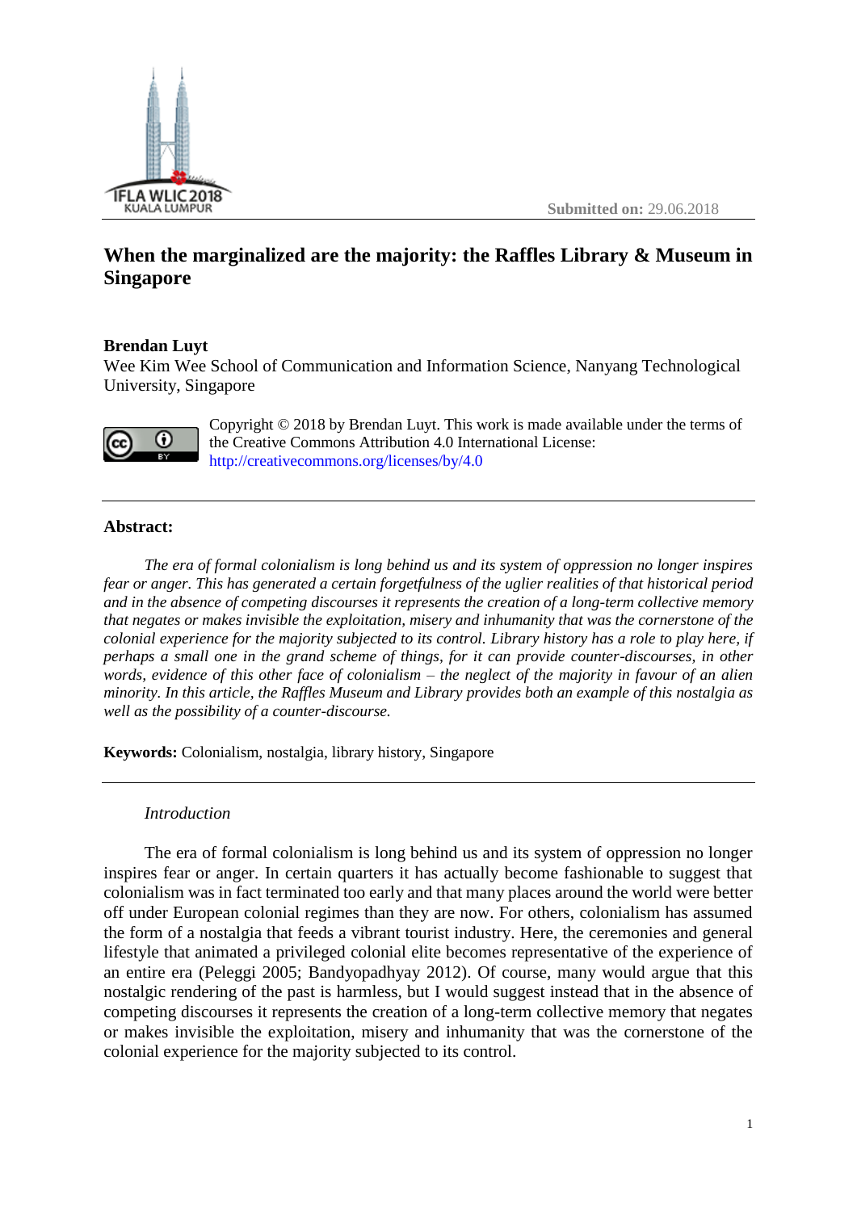Submitted on: 29.06.2018

# When the marginalized are the majority: the Raffles Library & Museum in Singapore

**Brendan Luyt**
Wee Kim Wee School of Communication and Information Science, Nanyang Technological University, Singapore

Copyright © 2018 by Brendan Luyt. This work is made available under the terms of the Creative Commons Attribution 4.0 International License: http://creativecommons.org/licenses/by/4.0

---

**Abstract:**

*The era of formal colonialism is long behind us and its system of oppression no longer inspires fear or anger. This has generated a certain forgetfulness of the uglier realities of that historical period and in the absence of competing discourses it represents the creation of a long-term collective memory that negates or makes invisible the exploitation, misery and inhumanity that was the cornerstone of the colonial experience for the majority subjected to its control. Library history has a role to play here, if perhaps a small one in the grand scheme of things, for it can provide counter-discourses, in other words, evidence of this other face of colonialism – the neglect of the majority in favour of an alien minority. In this article, the Raffles Museum and Library provides both an example of this nostalgia as well as the possibility of a counter-discourse.*

**Keywords:** Colonialism, nostalgia, library history, Singapore

---

*Introduction*

The era of formal colonialism is long behind us and its system of oppression no longer inspires fear or anger. In certain quarters it has actually become fashionable to suggest that colonialism was in fact terminated too early and that many places around the world were better off under European colonial regimes than they are now. For others, colonialism has assumed the form of a nostalgia that feeds a vibrant tourist industry. Here, the ceremonies and general lifestyle that animated a privileged colonial elite becomes representative of the experience of an entire era (Peleggi 2005; Bandyopadhyay 2012). Of course, many would argue that this nostalgic rendering of the past is harmless, but I would suggest instead that in the absence of competing discourses it represents the creation of a long-term collective memory that negates or makes invisible the exploitation, misery and inhumanity that was the cornerstone of the colonial experience for the majority subjected to its control.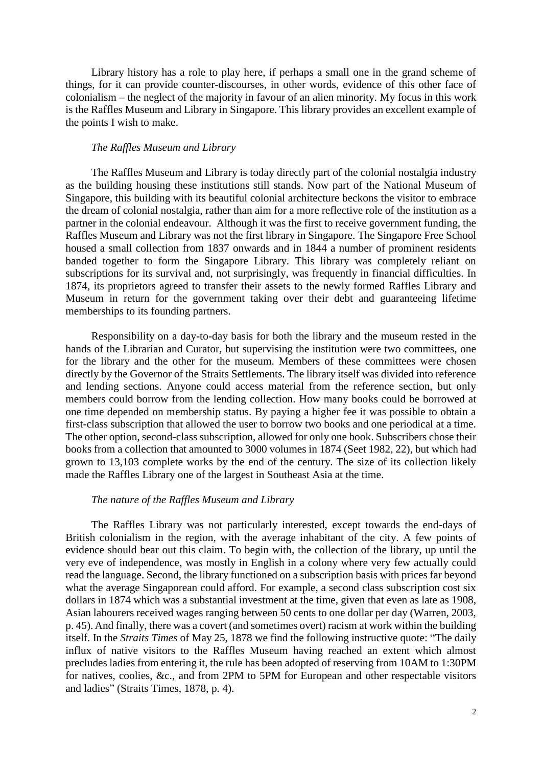Library history has a role to play here, if perhaps a small one in the grand scheme of things, for it can provide counter-discourses, in other words, evidence of this other face of colonialism – the neglect of the majority in favour of an alien minority. My focus in this work is the Raffles Museum and Library in Singapore. This library provides an excellent example of the points I wish to make.

### *The Raffles Museum and Library*

The Raffles Museum and Library is today directly part of the colonial nostalgia industry as the building housing these institutions still stands. Now part of the National Museum of Singapore, this building with its beautiful colonial architecture beckons the visitor to embrace the dream of colonial nostalgia, rather than aim for a more reflective role of the institution as a partner in the colonial endeavour. Although it was the first to receive government funding, the Raffles Museum and Library was not the first library in Singapore. The Singapore Free School housed a small collection from 1837 onwards and in 1844 a number of prominent residents banded together to form the Singapore Library. This library was completely reliant on subscriptions for its survival and, not surprisingly, was frequently in financial difficulties. In 1874, its proprietors agreed to transfer their assets to the newly formed Raffles Library and Museum in return for the government taking over their debt and guaranteeing lifetime memberships to its founding partners.

Responsibility on a day-to-day basis for both the library and the museum rested in the hands of the Librarian and Curator, but supervising the institution were two committees, one for the library and the other for the museum. Members of these committees were chosen directly by the Governor of the Straits Settlements. The library itself was divided into reference and lending sections. Anyone could access material from the reference section, but only members could borrow from the lending collection. How many books could be borrowed at one time depended on membership status. By paying a higher fee it was possible to obtain a first-class subscription that allowed the user to borrow two books and one periodical at a time. The other option, second-class subscription, allowed for only one book. Subscribers chose their books from a collection that amounted to 3000 volumes in 1874 (Seet 1982, 22), but which had grown to 13,103 complete works by the end of the century. The size of its collection likely made the Raffles Library one of the largest in Southeast Asia at the time.

### *The nature of the Raffles Museum and Library*

The Raffles Library was not particularly interested, except towards the end-days of British colonialism in the region, with the average inhabitant of the city. A few points of evidence should bear out this claim. To begin with, the collection of the library, up until the very eve of independence, was mostly in English in a colony where very few actually could read the language. Second, the library functioned on a subscription basis with prices far beyond what the average Singaporean could afford. For example, a second class subscription cost six dollars in 1874 which was a substantial investment at the time, given that even as late as 1908, Asian labourers received wages ranging between 50 cents to one dollar per day (Warren, 2003, p. 45). And finally, there was a covert (and sometimes overt) racism at work within the building itself. In the *Straits Times* of May 25, 1878 we find the following instructive quote: "The daily influx of native visitors to the Raffles Museum having reached an extent which almost precludes ladies from entering it, the rule has been adopted of reserving from 10AM to 1:30PM for natives, coolies, &c., and from 2PM to 5PM for European and other respectable visitors and ladies" (Straits Times, 1878, p. 4).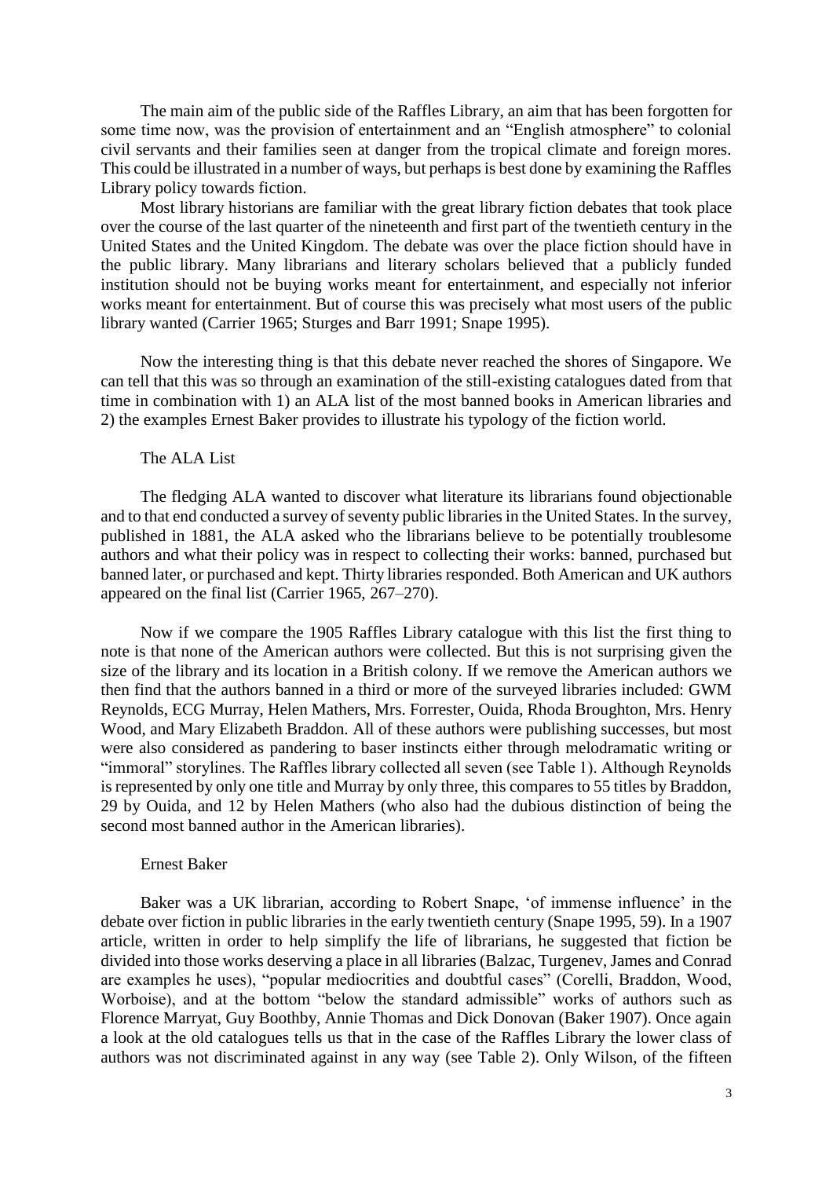The main aim of the public side of the Raffles Library, an aim that has been forgotten for some time now, was the provision of entertainment and an "English atmosphere" to colonial civil servants and their families seen at danger from the tropical climate and foreign mores. This could be illustrated in a number of ways, but perhaps is best done by examining the Raffles Library policy towards fiction.

Most library historians are familiar with the great library fiction debates that took place over the course of the last quarter of the nineteenth and first part of the twentieth century in the United States and the United Kingdom. The debate was over the place fiction should have in the public library. Many librarians and literary scholars believed that a publicly funded institution should not be buying works meant for entertainment, and especially not inferior works meant for entertainment. But of course this was precisely what most users of the public library wanted (Carrier 1965; Sturges and Barr 1991; Snape 1995).

Now the interesting thing is that this debate never reached the shores of Singapore. We can tell that this was so through an examination of the still-existing catalogues dated from that time in combination with 1) an ALA list of the most banned books in American libraries and 2) the examples Ernest Baker provides to illustrate his typology of the fiction world.

## The ALA List

The fledging ALA wanted to discover what literature its librarians found objectionable and to that end conducted a survey of seventy public libraries in the United States. In the survey, published in 1881, the ALA asked who the librarians believe to be potentially troublesome authors and what their policy was in respect to collecting their works: banned, purchased but banned later, or purchased and kept. Thirty libraries responded. Both American and UK authors appeared on the final list (Carrier 1965, 267–270).

Now if we compare the 1905 Raffles Library catalogue with this list the first thing to note is that none of the American authors were collected. But this is not surprising given the size of the library and its location in a British colony. If we remove the American authors we then find that the authors banned in a third or more of the surveyed libraries included: GWM Reynolds, ECG Murray, Helen Mathers, Mrs. Forrester, Ouida, Rhoda Broughton, Mrs. Henry Wood, and Mary Elizabeth Braddon. All of these authors were publishing successes, but most were also considered as pandering to baser instincts either through melodramatic writing or "immoral" storylines. The Raffles library collected all seven (see Table 1). Although Reynolds is represented by only one title and Murray by only three, this compares to 55 titles by Braddon, 29 by Ouida, and 12 by Helen Mathers (who also had the dubious distinction of being the second most banned author in the American libraries).

## Ernest Baker

Baker was a UK librarian, according to Robert Snape, 'of immense influence' in the debate over fiction in public libraries in the early twentieth century (Snape 1995, 59). In a 1907 article, written in order to help simplify the life of librarians, he suggested that fiction be divided into those works deserving a place in all libraries (Balzac, Turgenev, James and Conrad are examples he uses), "popular mediocrities and doubtful cases" (Corelli, Braddon, Wood, Worboise), and at the bottom "below the standard admissible" works of authors such as Florence Marryat, Guy Boothby, Annie Thomas and Dick Donovan (Baker 1907). Once again a look at the old catalogues tells us that in the case of the Raffles Library the lower class of authors was not discriminated against in any way (see Table 2). Only Wilson, of the fifteen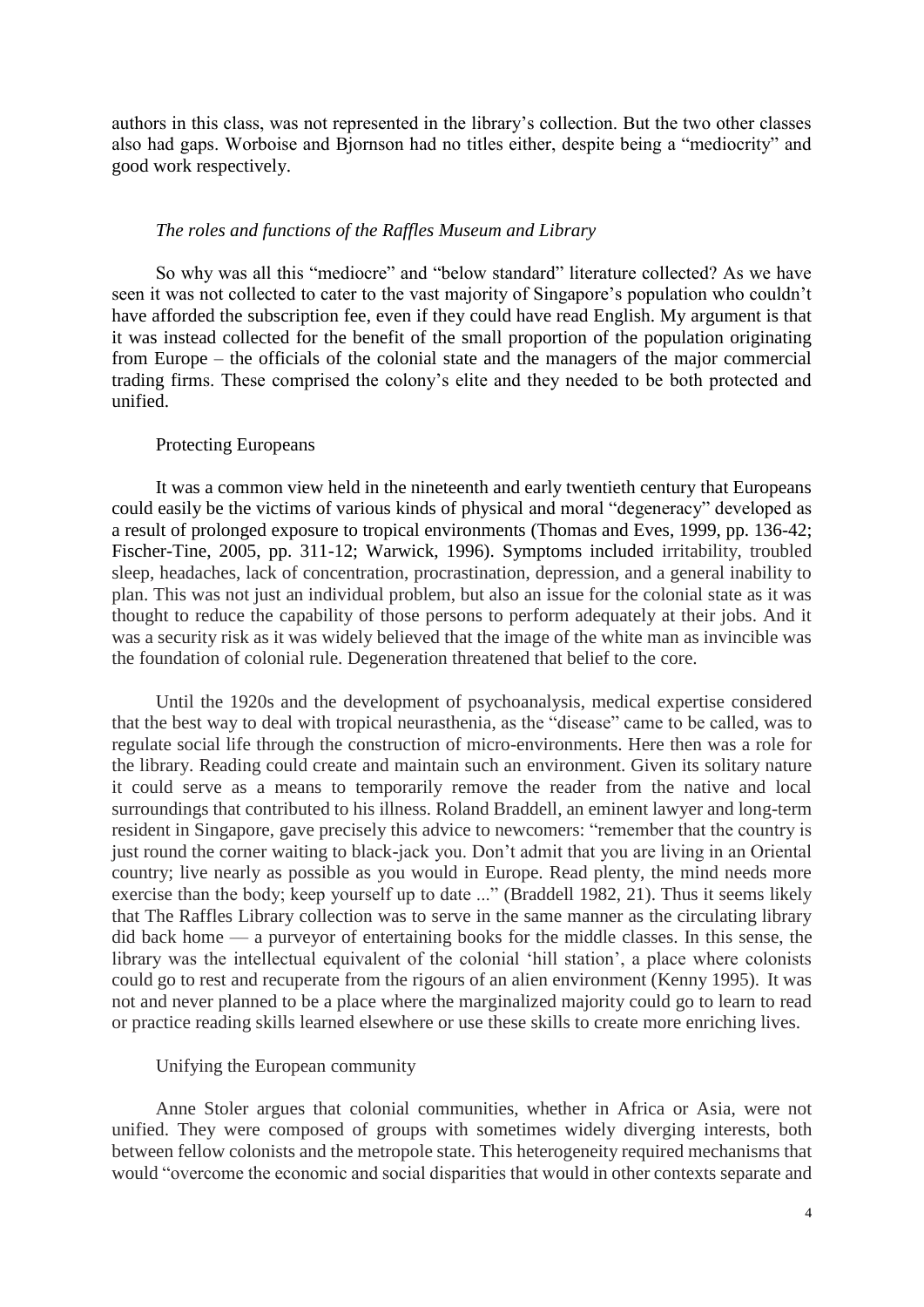authors in this class, was not represented in the library's collection. But the two other classes also had gaps. Worboise and Bjornson had no titles either, despite being a "mediocrity" and good work respectively.

### *The roles and functions of the Raffles Museum and Library*

So why was all this "mediocre" and "below standard" literature collected? As we have seen it was not collected to cater to the vast majority of Singapore's population who couldn't have afforded the subscription fee, even if they could have read English. My argument is that it was instead collected for the benefit of the small proportion of the population originating from Europe – the officials of the colonial state and the managers of the major commercial trading firms. These comprised the colony's elite and they needed to be both protected and unified.

#### Protecting Europeans

It was a common view held in the nineteenth and early twentieth century that Europeans could easily be the victims of various kinds of physical and moral "degeneracy" developed as a result of prolonged exposure to tropical environments (Thomas and Eves, 1999, pp. 136-42; Fischer-Tine, 2005, pp. 311-12; Warwick, 1996). Symptoms included irritability, troubled sleep, headaches, lack of concentration, procrastination, depression, and a general inability to plan. This was not just an individual problem, but also an issue for the colonial state as it was thought to reduce the capability of those persons to perform adequately at their jobs. And it was a security risk as it was widely believed that the image of the white man as invincible was the foundation of colonial rule. Degeneration threatened that belief to the core.

Until the 1920s and the development of psychoanalysis, medical expertise considered that the best way to deal with tropical neurasthenia, as the "disease" came to be called, was to regulate social life through the construction of micro-environments. Here then was a role for the library. Reading could create and maintain such an environment. Given its solitary nature it could serve as a means to temporarily remove the reader from the native and local surroundings that contributed to his illness. Roland Braddell, an eminent lawyer and long-term resident in Singapore, gave precisely this advice to newcomers: "remember that the country is just round the corner waiting to black-jack you. Don't admit that you are living in an Oriental country; live nearly as possible as you would in Europe. Read plenty, the mind needs more exercise than the body; keep yourself up to date ..." (Braddell 1982, 21). Thus it seems likely that The Raffles Library collection was to serve in the same manner as the circulating library did back home — a purveyor of entertaining books for the middle classes. In this sense, the library was the intellectual equivalent of the colonial 'hill station', a place where colonists could go to rest and recuperate from the rigours of an alien environment (Kenny 1995). It was not and never planned to be a place where the marginalized majority could go to learn to read or practice reading skills learned elsewhere or use these skills to create more enriching lives.

#### Unifying the European community

Anne Stoler argues that colonial communities, whether in Africa or Asia, were not unified. They were composed of groups with sometimes widely diverging interests, both between fellow colonists and the metropole state. This heterogeneity required mechanisms that would "overcome the economic and social disparities that would in other contexts separate and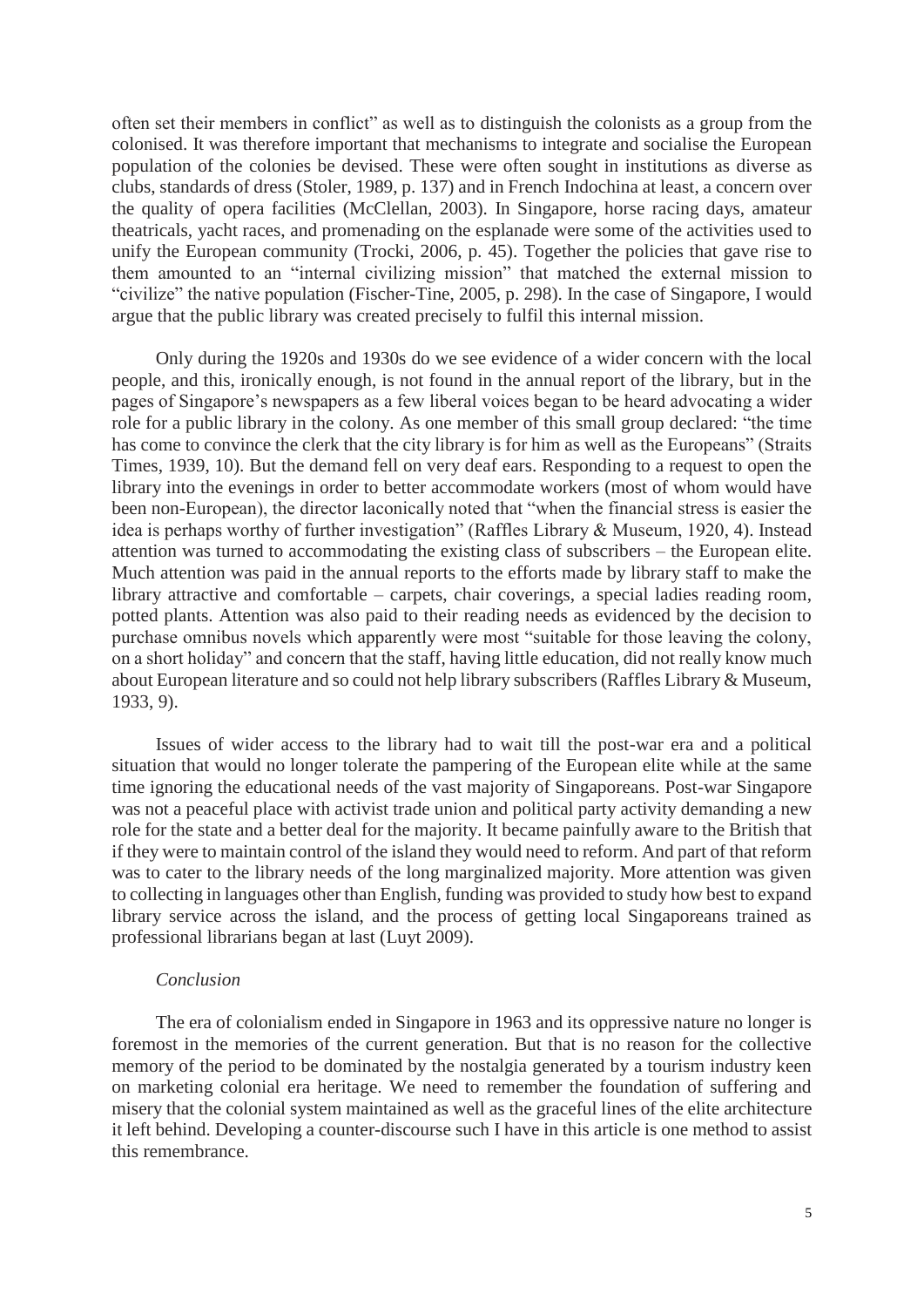often set their members in conflict" as well as to distinguish the colonists as a group from the colonised. It was therefore important that mechanisms to integrate and socialise the European population of the colonies be devised. These were often sought in institutions as diverse as clubs, standards of dress (Stoler, 1989, p. 137) and in French Indochina at least, a concern over the quality of opera facilities (McClellan, 2003). In Singapore, horse racing days, amateur theatricals, yacht races, and promenading on the esplanade were some of the activities used to unify the European community (Trocki, 2006, p. 45). Together the policies that gave rise to them amounted to an "internal civilizing mission" that matched the external mission to "civilize" the native population (Fischer-Tine, 2005, p. 298). In the case of Singapore, I would argue that the public library was created precisely to fulfil this internal mission.

Only during the 1920s and 1930s do we see evidence of a wider concern with the local people, and this, ironically enough, is not found in the annual report of the library, but in the pages of Singapore's newspapers as a few liberal voices began to be heard advocating a wider role for a public library in the colony. As one member of this small group declared: "the time has come to convince the clerk that the city library is for him as well as the Europeans" (Straits Times, 1939, 10). But the demand fell on very deaf ears. Responding to a request to open the library into the evenings in order to better accommodate workers (most of whom would have been non-European), the director laconically noted that "when the financial stress is easier the idea is perhaps worthy of further investigation" (Raffles Library & Museum, 1920, 4). Instead attention was turned to accommodating the existing class of subscribers – the European elite. Much attention was paid in the annual reports to the efforts made by library staff to make the library attractive and comfortable – carpets, chair coverings, a special ladies reading room, potted plants. Attention was also paid to their reading needs as evidenced by the decision to purchase omnibus novels which apparently were most "suitable for those leaving the colony, on a short holiday" and concern that the staff, having little education, did not really know much about European literature and so could not help library subscribers (Raffles Library & Museum, 1933, 9).

Issues of wider access to the library had to wait till the post-war era and a political situation that would no longer tolerate the pampering of the European elite while at the same time ignoring the educational needs of the vast majority of Singaporeans. Post-war Singapore was not a peaceful place with activist trade union and political party activity demanding a new role for the state and a better deal for the majority. It became painfully aware to the British that if they were to maintain control of the island they would need to reform. And part of that reform was to cater to the library needs of the long marginalized majority. More attention was given to collecting in languages other than English, funding was provided to study how best to expand library service across the island, and the process of getting local Singaporeans trained as professional librarians began at last (Luyt 2009).

## *Conclusion*

The era of colonialism ended in Singapore in 1963 and its oppressive nature no longer is foremost in the memories of the current generation. But that is no reason for the collective memory of the period to be dominated by the nostalgia generated by a tourism industry keen on marketing colonial era heritage. We need to remember the foundation of suffering and misery that the colonial system maintained as well as the graceful lines of the elite architecture it left behind. Developing a counter-discourse such I have in this article is one method to assist this remembrance.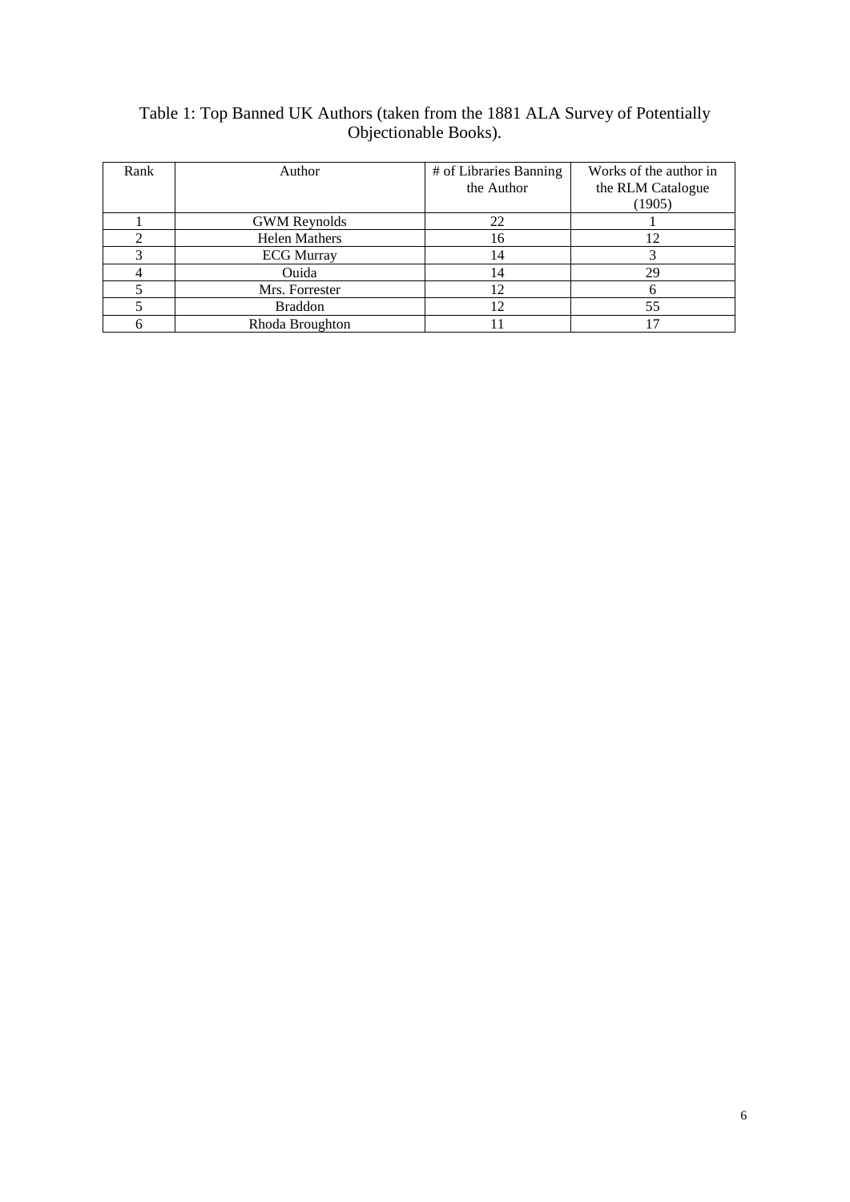Table 1: Top Banned UK Authors (taken from the 1881 ALA Survey of Potentially Objectionable Books).

| Rank | Author | # of Libraries Banning the Author | Works of the author in the RLM Catalogue (1905) |
|---|---|---|---|
| 1 | GWM Reynolds | 22 | 1 |
| 2 | Helen Mathers | 16 | 12 |
| 3 | ECG Murray | 14 | 3 |
| 4 | Ouida | 14 | 29 |
| 5 | Mrs. Forrester | 12 | 6 |
| 5 | Braddon | 12 | 55 |
| 6 | Rhoda Broughton | 11 | 17 |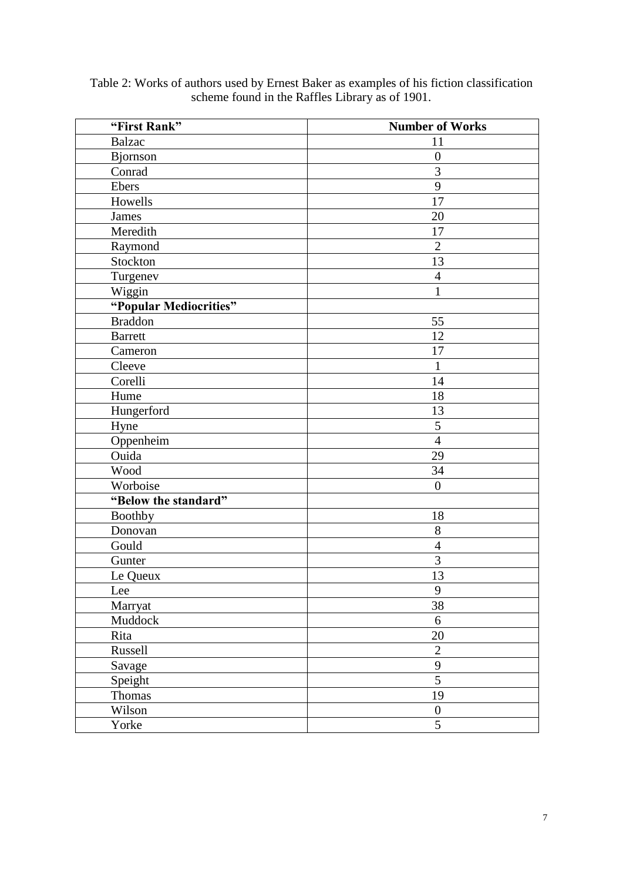Table 2: Works of authors used by Ernest Baker as examples of his fiction classification scheme found in the Raffles Library as of 1901.

| **"First Rank"** | **Number of Works** |
|---|---|
| Balzac | 11 |
| Bjornson | 0 |
| Conrad | 3 |
| Ebers | 9 |
| Howells | 17 |
| James | 20 |
| Meredith | 17 |
| Raymond | 2 |
| Stockton | 13 |
| Turgenev | 4 |
| Wiggin | 1 |
| **"Popular Mediocrities"** | |
| Braddon | 55 |
| Barrett | 12 |
| Cameron | 17 |
| Cleeve | 1 |
| Corelli | 14 |
| Hume | 18 |
| Hungerford | 13 |
| Hyne | 5 |
| Oppenheim | 4 |
| Ouida | 29 |
| Wood | 34 |
| Worboise | 0 |
| **"Below the standard"** | |
| Boothby | 18 |
| Donovan | 8 |
| Gould | 4 |
| Gunter | 3 |
| Le Queux | 13 |
| Lee | 9 |
| Marryat | 38 |
| Muddock | 6 |
| Rita | 20 |
| Russell | 2 |
| Savage | 9 |
| Speight | 5 |
| Thomas | 19 |
| Wilson | 0 |
| Yorke | 5 |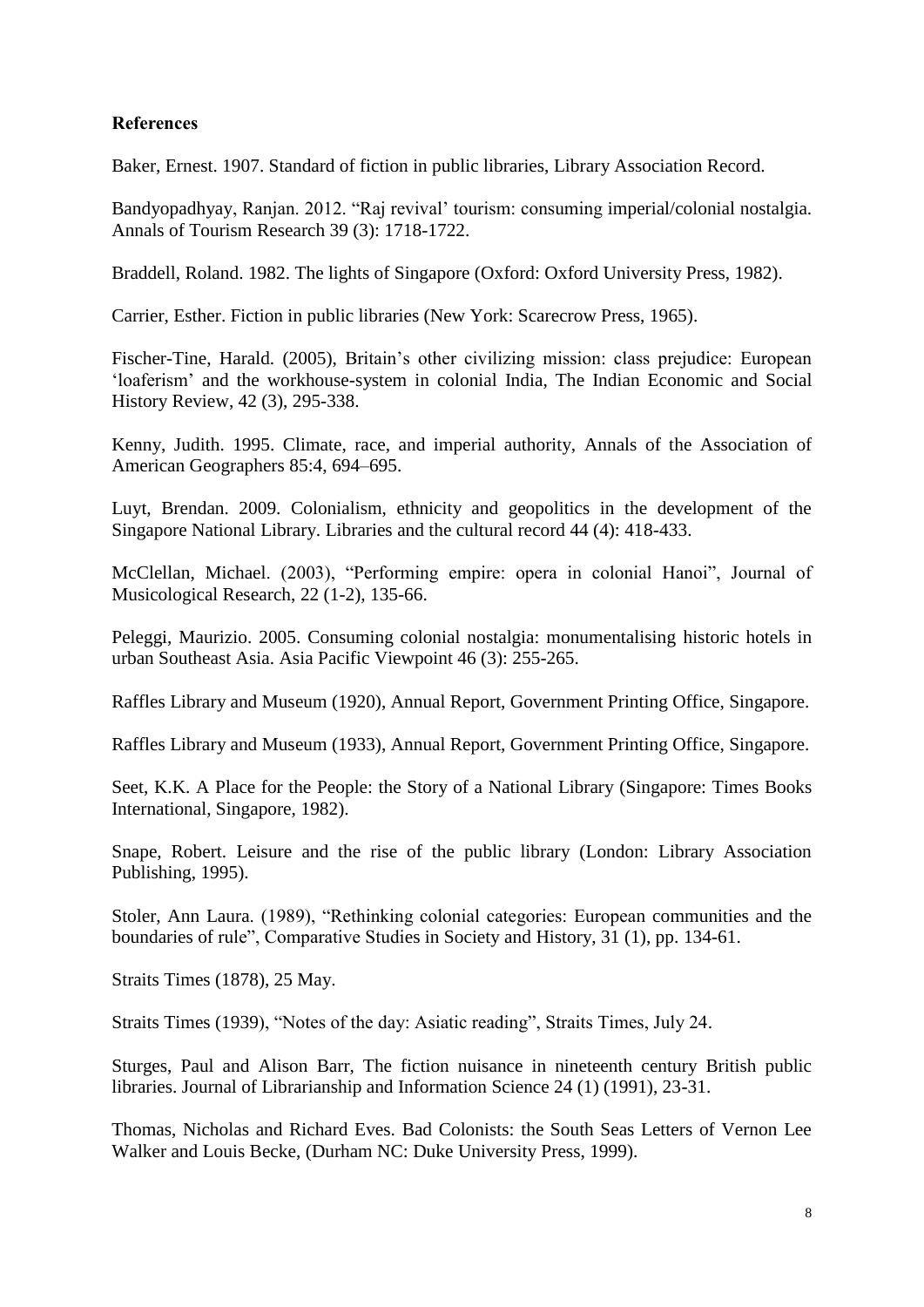**References**

Baker, Ernest. 1907. Standard of fiction in public libraries, Library Association Record.

Bandyopadhyay, Ranjan. 2012. "Raj revival' tourism: consuming imperial/colonial nostalgia. Annals of Tourism Research 39 (3): 1718-1722.

Braddell, Roland. 1982. The lights of Singapore (Oxford: Oxford University Press, 1982).

Carrier, Esther. Fiction in public libraries (New York: Scarecrow Press, 1965).

Fischer-Tine, Harald. (2005), Britain's other civilizing mission: class prejudice: European 'loaferism' and the workhouse-system in colonial India, The Indian Economic and Social History Review, 42 (3), 295-338.

Kenny, Judith. 1995. Climate, race, and imperial authority, Annals of the Association of American Geographers 85:4, 694–695.

Luyt, Brendan. 2009. Colonialism, ethnicity and geopolitics in the development of the Singapore National Library. Libraries and the cultural record 44 (4): 418-433.

McClellan, Michael. (2003), "Performing empire: opera in colonial Hanoi", Journal of Musicological Research, 22 (1-2), 135-66.

Peleggi, Maurizio. 2005. Consuming colonial nostalgia: monumentalising historic hotels in urban Southeast Asia. Asia Pacific Viewpoint 46 (3): 255-265.

Raffles Library and Museum (1920), Annual Report, Government Printing Office, Singapore.

Raffles Library and Museum (1933), Annual Report, Government Printing Office, Singapore.

Seet, K.K. A Place for the People: the Story of a National Library (Singapore: Times Books International, Singapore, 1982).

Snape, Robert. Leisure and the rise of the public library (London: Library Association Publishing, 1995).

Stoler, Ann Laura. (1989), "Rethinking colonial categories: European communities and the boundaries of rule", Comparative Studies in Society and History, 31 (1), pp. 134-61.

Straits Times (1878), 25 May.

Straits Times (1939), "Notes of the day: Asiatic reading", Straits Times, July 24.

Sturges, Paul and Alison Barr, The fiction nuisance in nineteenth century British public libraries. Journal of Librarianship and Information Science 24 (1) (1991), 23-31.

Thomas, Nicholas and Richard Eves. Bad Colonists: the South Seas Letters of Vernon Lee Walker and Louis Becke, (Durham NC: Duke University Press, 1999).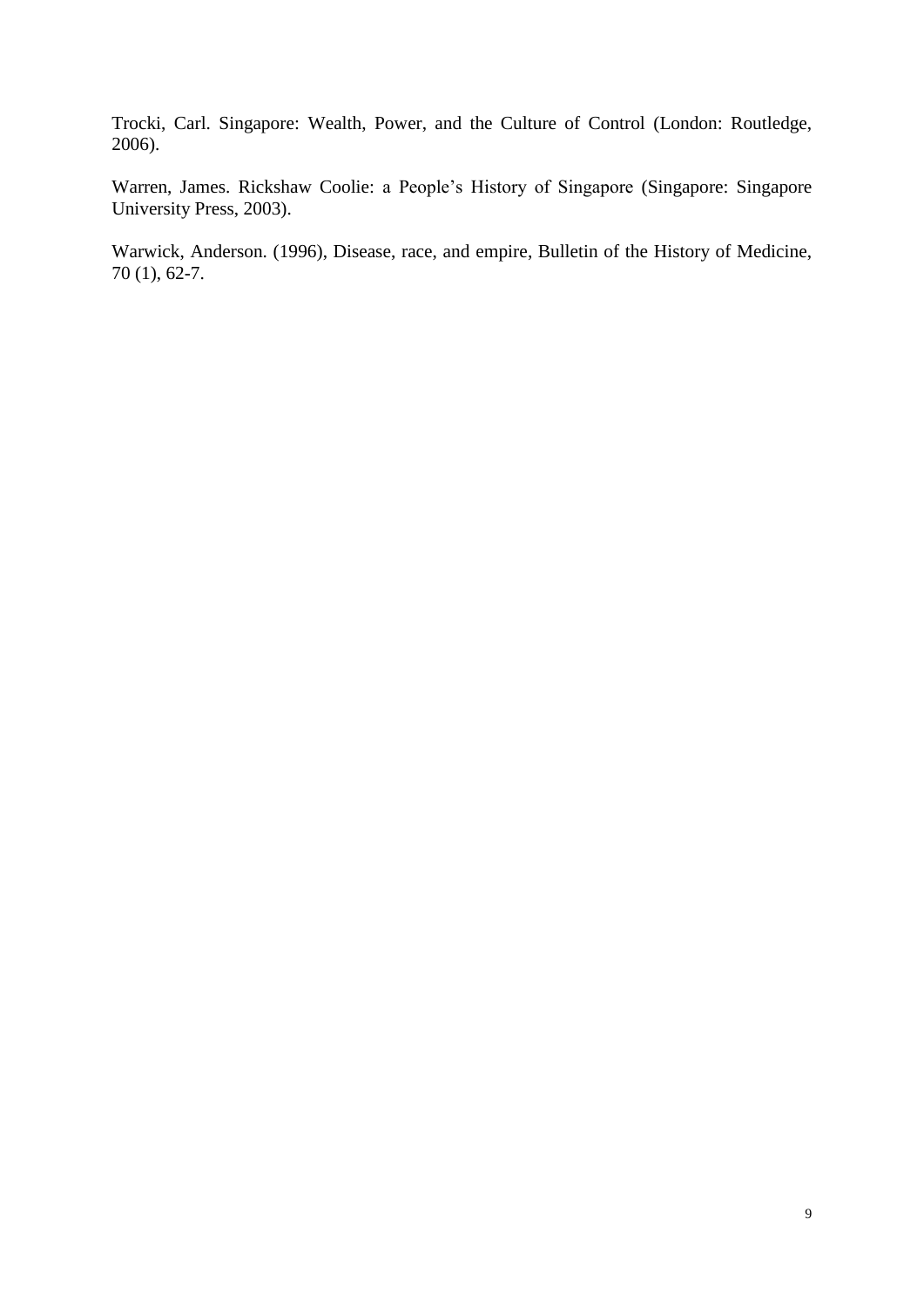Trocki, Carl. Singapore: Wealth, Power, and the Culture of Control (London: Routledge, 2006).

Warren, James. Rickshaw Coolie: a People's History of Singapore (Singapore: Singapore University Press, 2003).

Warwick, Anderson. (1996), Disease, race, and empire, Bulletin of the History of Medicine, 70 (1), 62-7.